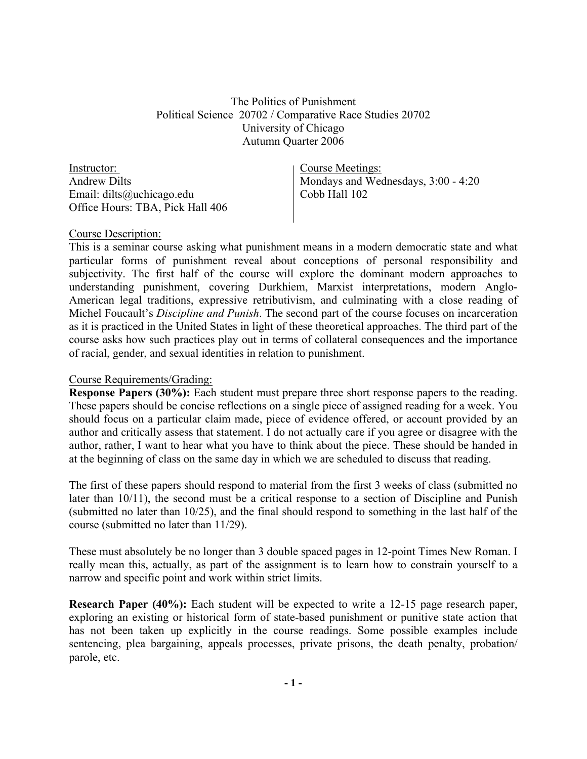# The Politics of Punishment

Political Science 20702 / Comparative Race Studies 20702
University of Chicago
Autumn Quarter 2006

Instructor:
Andrew Dilts
Email: dilts@uchicago.edu
Office Hours: TBA, Pick Hall 406

Course Meetings:
Mondays and Wednesdays, 3:00 - 4:20
Cobb Hall 102

## Course Description:

This is a seminar course asking what punishment means in a modern democratic state and what particular forms of punishment reveal about conceptions of personal responsibility and subjectivity. The first half of the course will explore the dominant modern approaches to understanding punishment, covering Durkhiem, Marxist interpretations, modern Anglo-American legal traditions, expressive retributivism, and culminating with a close reading of Michel Foucault's *Discipline and Punish*. The second part of the course focuses on incarceration as it is practiced in the United States in light of these theoretical approaches. The third part of the course asks how such practices play out in terms of collateral consequences and the importance of racial, gender, and sexual identities in relation to punishment.

## Course Requirements/Grading:

**Response Papers (30%):** Each student must prepare three short response papers to the reading. These papers should be concise reflections on a single piece of assigned reading for a week. You should focus on a particular claim made, piece of evidence offered, or account provided by an author and critically assess that statement. I do not actually care if you agree or disagree with the author, rather, I want to hear what you have to think about the piece. These should be handed in at the beginning of class on the same day in which we are scheduled to discuss that reading.

The first of these papers should respond to material from the first 3 weeks of class (submitted no later than 10/11), the second must be a critical response to a section of Discipline and Punish (submitted no later than 10/25), and the final should respond to something in the last half of the course (submitted no later than 11/29).

These must absolutely be no longer than 3 double spaced pages in 12-point Times New Roman. I really mean this, actually, as part of the assignment is to learn how to constrain yourself to a narrow and specific point and work within strict limits.

**Research Paper (40%):** Each student will be expected to write a 12-15 page research paper, exploring an existing or historical form of state-based punishment or punitive state action that has not been taken up explicitly in the course readings. Some possible examples include sentencing, plea bargaining, appeals processes, private prisons, the death penalty, probation/ parole, etc.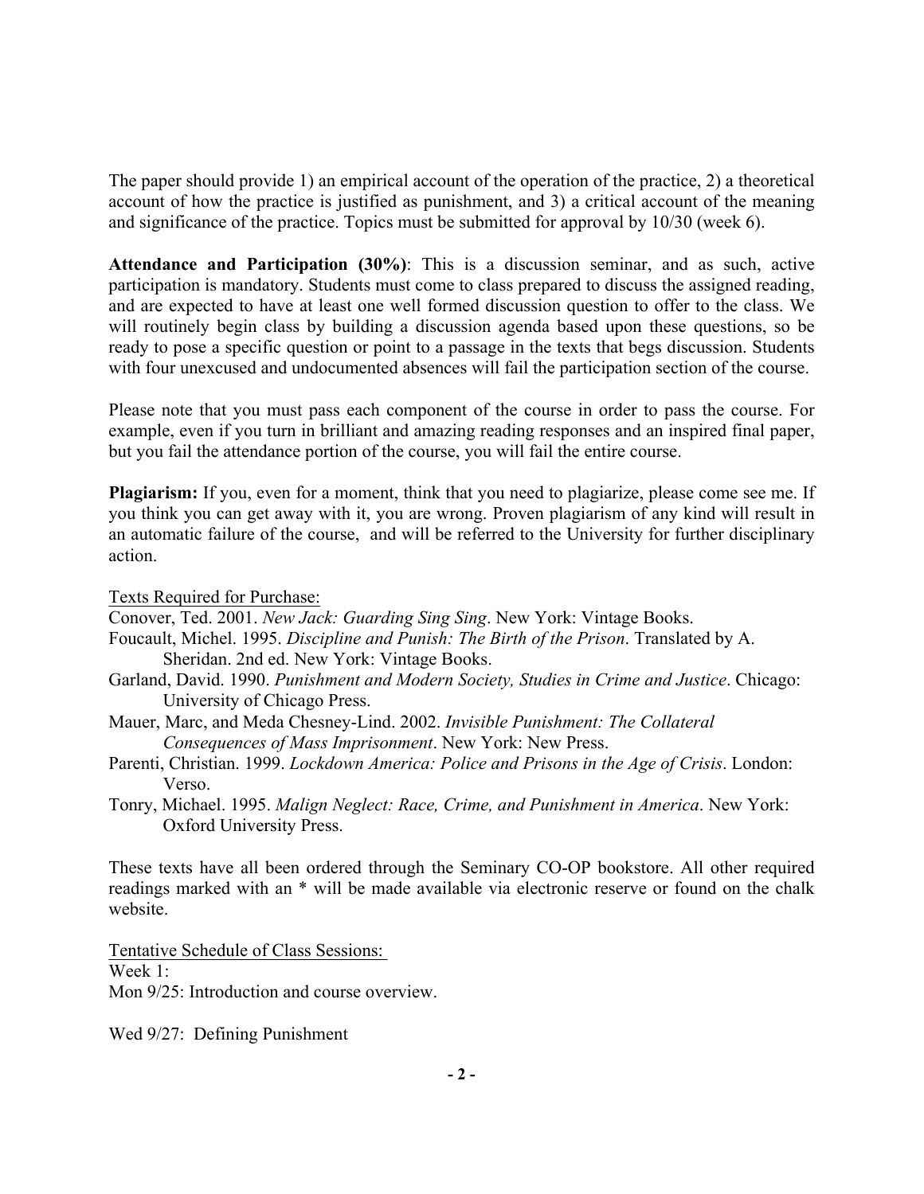The paper should provide 1) an empirical account of the operation of the practice, 2) a theoretical account of how the practice is justified as punishment, and 3) a critical account of the meaning and significance of the practice. Topics must be submitted for approval by 10/30 (week 6).

**Attendance and Participation (30%)**: This is a discussion seminar, and as such, active participation is mandatory. Students must come to class prepared to discuss the assigned reading, and are expected to have at least one well formed discussion question to offer to the class. We will routinely begin class by building a discussion agenda based upon these questions, so be ready to pose a specific question or point to a passage in the texts that begs discussion. Students with four unexcused and undocumented absences will fail the participation section of the course.

Please note that you must pass each component of the course in order to pass the course. For example, even if you turn in brilliant and amazing reading responses and an inspired final paper, but you fail the attendance portion of the course, you will fail the entire course.

**Plagiarism:** If you, even for a moment, think that you need to plagiarize, please come see me. If you think you can get away with it, you are wrong. Proven plagiarism of any kind will result in an automatic failure of the course, and will be referred to the University for further disciplinary action.

<u>Texts Required for Purchase:</u>

Conover, Ted. 2001. *New Jack: Guarding Sing Sing*. New York: Vintage Books.

Foucault, Michel. 1995. *Discipline and Punish: The Birth of the Prison*. Translated by A. Sheridan. 2nd ed. New York: Vintage Books.

Garland, David. 1990. *Punishment and Modern Society, Studies in Crime and Justice*. Chicago: University of Chicago Press.

Mauer, Marc, and Meda Chesney-Lind. 2002. *Invisible Punishment: The Collateral Consequences of Mass Imprisonment*. New York: New Press.

Parenti, Christian. 1999. *Lockdown America: Police and Prisons in the Age of Crisis*. London: Verso.

Tonry, Michael. 1995. *Malign Neglect: Race, Crime, and Punishment in America*. New York: Oxford University Press.

These texts have all been ordered through the Seminary CO-OP bookstore. All other required readings marked with an * will be made available via electronic reserve or found on the chalk website.

<u>Tentative Schedule of Class Sessions:</u>

Week 1:

Mon 9/25: Introduction and course overview.

Wed 9/27: Defining Punishment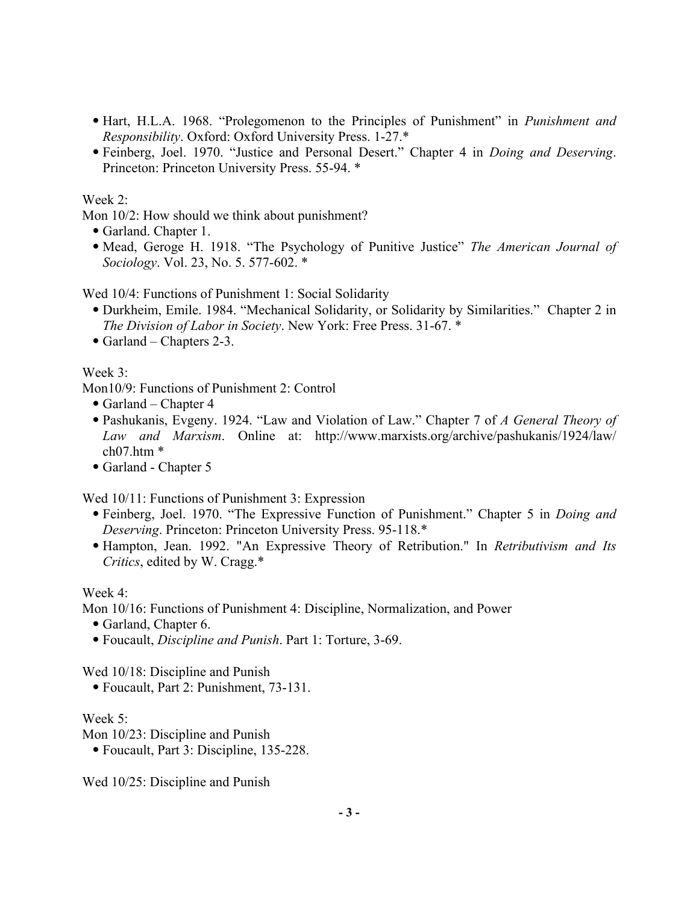- Hart, H.L.A. 1968. "Prolegomenon to the Principles of Punishment" in *Punishment and Responsibility*. Oxford: Oxford University Press. 1-27.*
- Feinberg, Joel. 1970. "Justice and Personal Desert." Chapter 4 in *Doing and Deserving*. Princeton: Princeton University Press. 55-94. *

Week 2:

Mon 10/2: How should we think about punishment?

- Garland. Chapter 1.
- Mead, Geroge H. 1918. "The Psychology of Punitive Justice" *The American Journal of Sociology*. Vol. 23, No. 5. 577-602. *

Wed 10/4: Functions of Punishment 1: Social Solidarity

- Durkheim, Emile. 1984. "Mechanical Solidarity, or Solidarity by Similarities." Chapter 2 in *The Division of Labor in Society*. New York: Free Press. 31-67. *
- Garland – Chapters 2-3.

Week 3:

Mon10/9: Functions of Punishment 2: Control

- Garland – Chapter 4
- Pashukanis, Evgeny. 1924. "Law and Violation of Law." Chapter 7 of *A General Theory of Law and Marxism*. Online at: http://www.marxists.org/archive/pashukanis/1924/law/ch07.htm *
- Garland - Chapter 5

Wed 10/11: Functions of Punishment 3: Expression

- Feinberg, Joel. 1970. "The Expressive Function of Punishment." Chapter 5 in *Doing and Deserving*. Princeton: Princeton University Press. 95-118.*
- Hampton, Jean. 1992. "An Expressive Theory of Retribution." In *Retributivism and Its Critics*, edited by W. Cragg.*

Week 4:

Mon 10/16: Functions of Punishment 4: Discipline, Normalization, and Power

- Garland, Chapter 6.
- Foucault, *Discipline and Punish*. Part 1: Torture, 3-69.

Wed 10/18: Discipline and Punish

- Foucault, Part 2: Punishment, 73-131.

Week 5:

Mon 10/23: Discipline and Punish

- Foucault, Part 3: Discipline, 135-228.

Wed 10/25: Discipline and Punish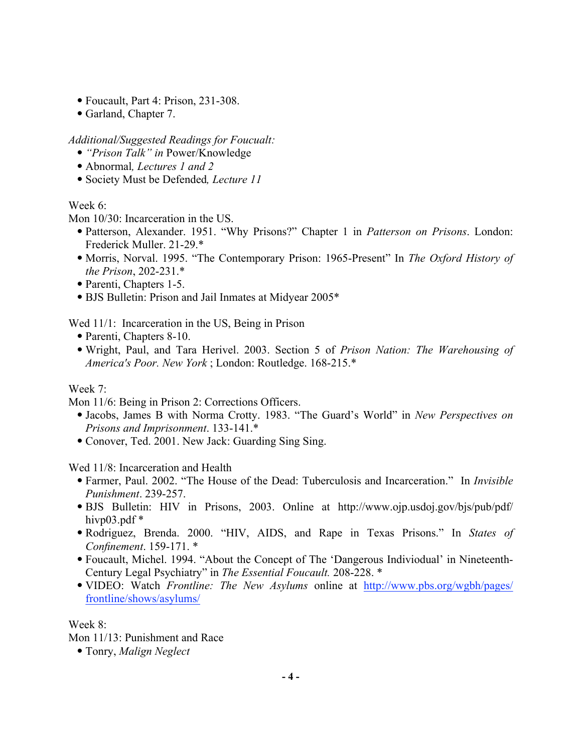- Foucault, Part 4: Prison, 231-308.
- Garland, Chapter 7.

*Additional/Suggested Readings for Foucualt:*

- *"Prison Talk" in* Power/Knowledge
- Abnormal*, Lectures 1 and 2*
- Society Must be Defended*, Lecture 11*

Week 6:

Mon 10/30: Incarceration in the US.

- Patterson, Alexander. 1951. "Why Prisons?" Chapter 1 in *Patterson on Prisons*. London: Frederick Muller. 21-29.*
- Morris, Norval. 1995. "The Contemporary Prison: 1965-Present" In *The Oxford History of the Prison*, 202-231.*
- Parenti, Chapters 1-5.
- BJS Bulletin: Prison and Jail Inmates at Midyear 2005*

Wed 11/1: Incarceration in the US, Being in Prison

- Parenti, Chapters 8-10.
- Wright, Paul, and Tara Herivel. 2003. Section 5 of *Prison Nation: The Warehousing of America's Poor. New York* ; London: Routledge. 168-215.*

Week 7:

Mon 11/6: Being in Prison 2: Corrections Officers.

- Jacobs, James B with Norma Crotty. 1983. "The Guard's World" in *New Perspectives on Prisons and Imprisonment*. 133-141.*
- Conover, Ted. 2001. New Jack: Guarding Sing Sing.

Wed 11/8: Incarceration and Health

- Farmer, Paul. 2002. "The House of the Dead: Tuberculosis and Incarceration." In *Invisible Punishment*. 239-257.
- BJS Bulletin: HIV in Prisons, 2003. Online at http://www.ojp.usdoj.gov/bjs/pub/pdf/hivp03.pdf *
- Rodriguez, Brenda. 2000. "HIV, AIDS, and Rape in Texas Prisons." In *States of Confinement*. 159-171. *
- Foucault, Michel. 1994. "About the Concept of The 'Dangerous Indiviodual' in Nineteenth-Century Legal Psychiatry" in *The Essential Foucault.* 208-228. *
- VIDEO: Watch *Frontline: The New Asylums* online at [http://www.pbs.org/wgbh/pages/frontline/shows/asylums/](http://www.pbs.org/wgbh/pages/frontline/shows/asylums/)

Week 8:

Mon 11/13: Punishment and Race

- Tonry, *Malign Neglect*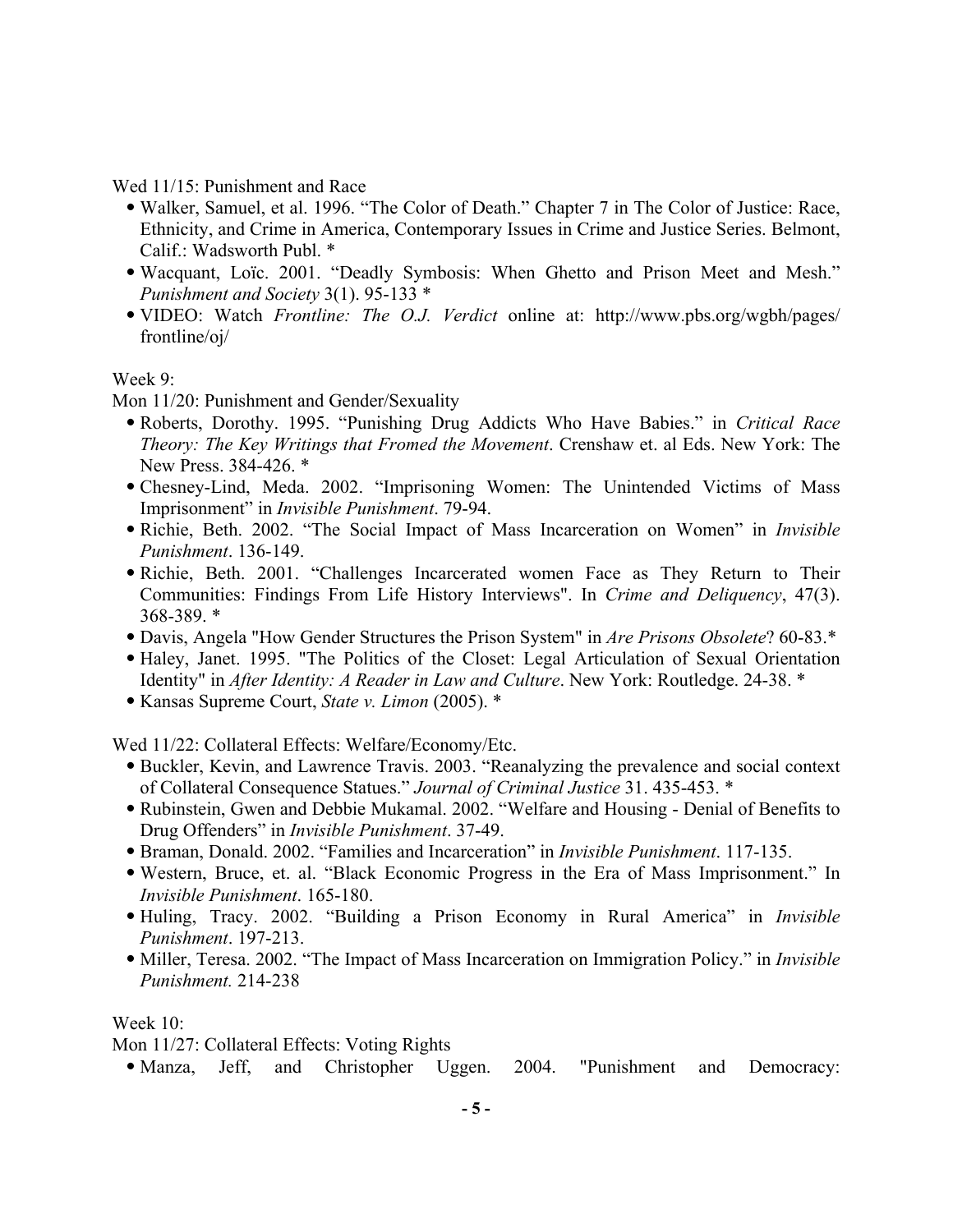Wed 11/15: Punishment and Race

- Walker, Samuel, et al. 1996. "The Color of Death." Chapter 7 in The Color of Justice: Race, Ethnicity, and Crime in America, Contemporary Issues in Crime and Justice Series. Belmont, Calif.: Wadsworth Publ. *
- Wacquant, Loïc. 2001. "Deadly Symbosis: When Ghetto and Prison Meet and Mesh." *Punishment and Society* 3(1). 95-133 *
- VIDEO: Watch *Frontline: The O.J. Verdict* online at: http://www.pbs.org/wgbh/pages/frontline/oj/

Week 9:

Mon 11/20: Punishment and Gender/Sexuality

- Roberts, Dorothy. 1995. "Punishing Drug Addicts Who Have Babies." in *Critical Race Theory: The Key Writings that Fromed the Movement*. Crenshaw et. al Eds. New York: The New Press. 384-426. *
- Chesney-Lind, Meda. 2002. "Imprisoning Women: The Unintended Victims of Mass Imprisonment" in *Invisible Punishment*. 79-94.
- Richie, Beth. 2002. "The Social Impact of Mass Incarceration on Women" in *Invisible Punishment*. 136-149.
- Richie, Beth. 2001. "Challenges Incarcerated women Face as They Return to Their Communities: Findings From Life History Interviews". In *Crime and Deliquency*, 47(3). 368-389. *
- Davis, Angela "How Gender Structures the Prison System" in *Are Prisons Obsolete*? 60-83.*
- Haley, Janet. 1995. "The Politics of the Closet: Legal Articulation of Sexual Orientation Identity" in *After Identity: A Reader in Law and Culture*. New York: Routledge. 24-38. *
- Kansas Supreme Court, *State v. Limon* (2005). *

Wed 11/22: Collateral Effects: Welfare/Economy/Etc.

- Buckler, Kevin, and Lawrence Travis. 2003. "Reanalyzing the prevalence and social context of Collateral Consequence Statues." *Journal of Criminal Justice* 31. 435-453. *
- Rubinstein, Gwen and Debbie Mukamal. 2002. "Welfare and Housing - Denial of Benefits to Drug Offenders" in *Invisible Punishment*. 37-49.
- Braman, Donald. 2002. "Families and Incarceration" in *Invisible Punishment*. 117-135.
- Western, Bruce, et. al. "Black Economic Progress in the Era of Mass Imprisonment." In *Invisible Punishment*. 165-180.
- Huling, Tracy. 2002. "Building a Prison Economy in Rural America" in *Invisible Punishment*. 197-213.
- Miller, Teresa. 2002. "The Impact of Mass Incarceration on Immigration Policy." in *Invisible Punishment.* 214-238

Week 10:

Mon 11/27: Collateral Effects: Voting Rights

- Manza, Jeff, and Christopher Uggen. 2004. "Punishment and Democracy: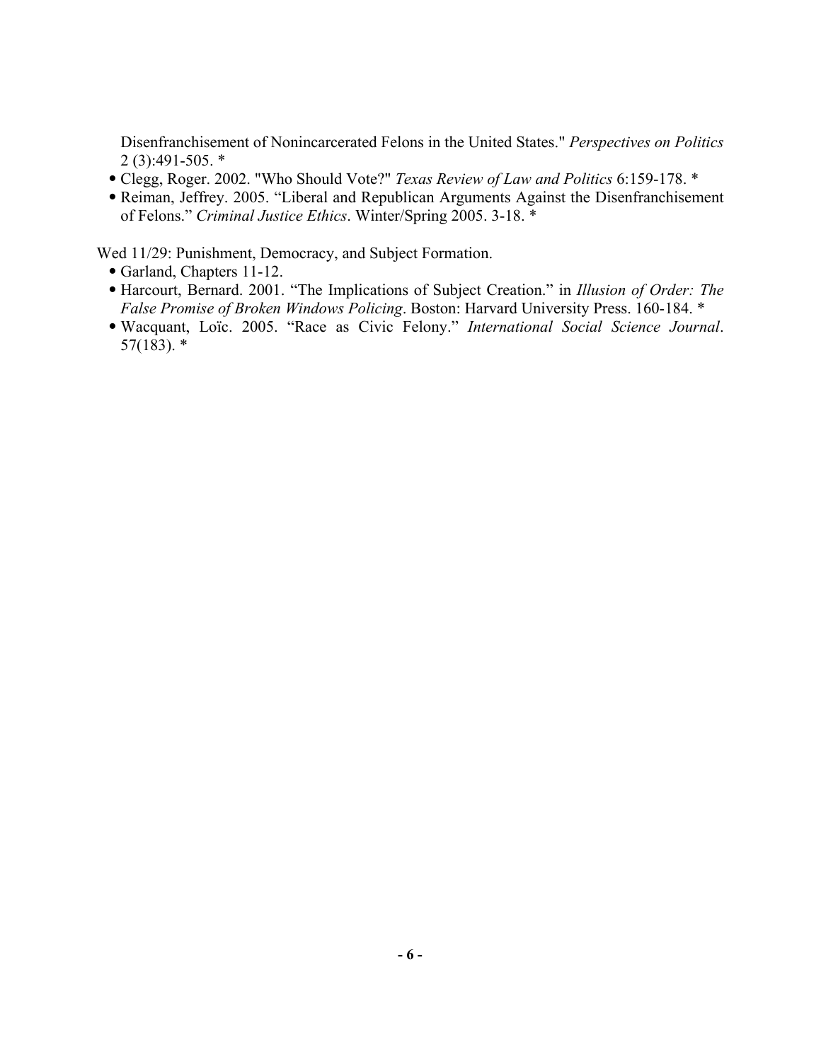Disenfranchisement of Nonincarcerated Felons in the United States." *Perspectives on Politics* 2 (3):491-505. *

- Clegg, Roger. 2002. "Who Should Vote?" *Texas Review of Law and Politics* 6:159-178. *
- Reiman, Jeffrey. 2005. "Liberal and Republican Arguments Against the Disenfranchisement of Felons." *Criminal Justice Ethics*. Winter/Spring 2005. 3-18. *

Wed 11/29: Punishment, Democracy, and Subject Formation.

- Garland, Chapters 11-12.
- Harcourt, Bernard. 2001. "The Implications of Subject Creation." in *Illusion of Order: The False Promise of Broken Windows Policing*. Boston: Harvard University Press. 160-184. *
- Wacquant, Loïc. 2005. "Race as Civic Felony." *International Social Science Journal*. 57(183). *